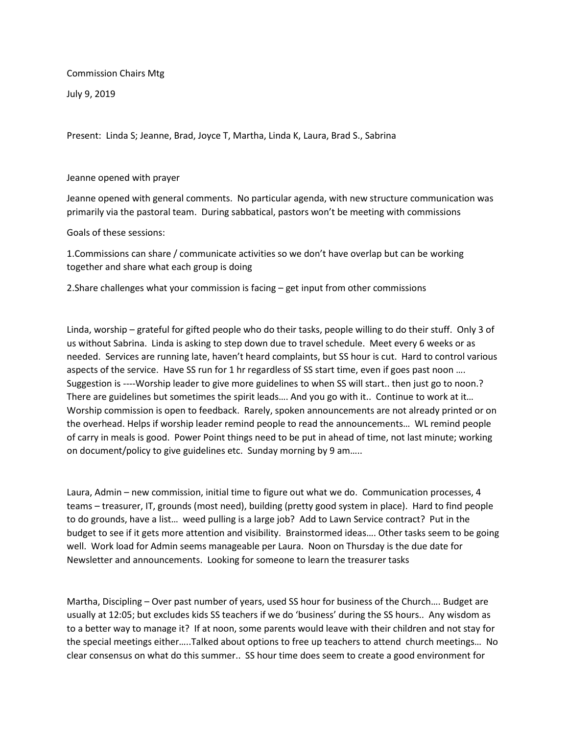Commission Chairs Mtg

July 9, 2019

Present: Linda S; Jeanne, Brad, Joyce T, Martha, Linda K, Laura, Brad S., Sabrina

Jeanne opened with prayer

Jeanne opened with general comments. No particular agenda, with new structure communication was primarily via the pastoral team. During sabbatical, pastors won't be meeting with commissions

Goals of these sessions:

1.Commissions can share / communicate activities so we don't have overlap but can be working together and share what each group is doing

2.Share challenges what your commission is facing – get input from other commissions

Linda, worship – grateful for gifted people who do their tasks, people willing to do their stuff. Only 3 of us without Sabrina. Linda is asking to step down due to travel schedule. Meet every 6 weeks or as needed. Services are running late, haven't heard complaints, but SS hour is cut. Hard to control various aspects of the service. Have SS run for 1 hr regardless of SS start time, even if goes past noon …. Suggestion is ----Worship leader to give more guidelines to when SS will start.. then just go to noon.? There are guidelines but sometimes the spirit leads…. And you go with it.. Continue to work at it… Worship commission is open to feedback. Rarely, spoken announcements are not already printed or on the overhead. Helps if worship leader remind people to read the announcements… WL remind people of carry in meals is good. Power Point things need to be put in ahead of time, not last minute; working on document/policy to give guidelines etc. Sunday morning by 9 am…..

Laura, Admin – new commission, initial time to figure out what we do. Communication processes, 4 teams – treasurer, IT, grounds (most need), building (pretty good system in place). Hard to find people to do grounds, have a list… weed pulling is a large job? Add to Lawn Service contract? Put in the budget to see if it gets more attention and visibility. Brainstormed ideas…. Other tasks seem to be going well. Work load for Admin seems manageable per Laura. Noon on Thursday is the due date for Newsletter and announcements. Looking for someone to learn the treasurer tasks

Martha, Discipling – Over past number of years, used SS hour for business of the Church…. Budget are usually at 12:05; but excludes kids SS teachers if we do 'business' during the SS hours.. Any wisdom as to a better way to manage it? If at noon, some parents would leave with their children and not stay for the special meetings either…..Talked about options to free up teachers to attend church meetings… No clear consensus on what do this summer.. SS hour time does seem to create a good environment for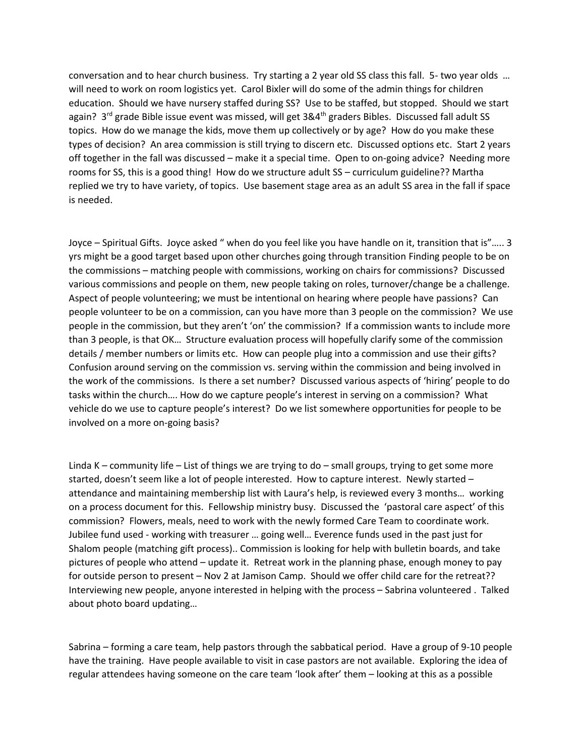conversation and to hear church business. Try starting a 2 year old SS class this fall. 5- two year olds … will need to work on room logistics yet. Carol Bixler will do some of the admin things for children education. Should we have nursery staffed during SS? Use to be staffed, but stopped. Should we start again? 3rd grade Bible issue event was missed, will get 3&4th graders Bibles. Discussed fall adult SS topics. How do we manage the kids, move them up collectively or by age? How do you make these types of decision? An area commission is still trying to discern etc. Discussed options etc. Start 2 years off together in the fall was discussed – make it a special time. Open to on-going advice? Needing more rooms for SS, this is a good thing! How do we structure adult SS – curriculum guideline?? Martha replied we try to have variety, of topics. Use basement stage area as an adult SS area in the fall if space is needed.

Joyce – Spiritual Gifts. Joyce asked " when do you feel like you have handle on it, transition that is"….. 3 yrs might be a good target based upon other churches going through transition Finding people to be on the commissions – matching people with commissions, working on chairs for commissions? Discussed various commissions and people on them, new people taking on roles, turnover/change be a challenge. Aspect of people volunteering; we must be intentional on hearing where people have passions? Can people volunteer to be on a commission, can you have more than 3 people on the commission? We use people in the commission, but they aren't 'on' the commission? If a commission wants to include more than 3 people, is that OK… Structure evaluation process will hopefully clarify some of the commission details / member numbers or limits etc. How can people plug into a commission and use their gifts? Confusion around serving on the commission vs. serving within the commission and being involved in the work of the commissions. Is there a set number? Discussed various aspects of 'hiring' people to do tasks within the church…. How do we capture people's interest in serving on a commission? What vehicle do we use to capture people's interest? Do we list somewhere opportunities for people to be involved on a more on-going basis?

Linda K – community life – List of things we are trying to do – small groups, trying to get some more started, doesn't seem like a lot of people interested. How to capture interest. Newly started – attendance and maintaining membership list with Laura's help, is reviewed every 3 months… working on a process document for this. Fellowship ministry busy. Discussed the 'pastoral care aspect' of this commission? Flowers, meals, need to work with the newly formed Care Team to coordinate work. Jubilee fund used - working with treasurer … going well… Everence funds used in the past just for Shalom people (matching gift process).. Commission is looking for help with bulletin boards, and take pictures of people who attend – update it. Retreat work in the planning phase, enough money to pay for outside person to present – Nov 2 at Jamison Camp. Should we offer child care for the retreat?? Interviewing new people, anyone interested in helping with the process – Sabrina volunteered . Talked about photo board updating…

Sabrina – forming a care team, help pastors through the sabbatical period. Have a group of 9-10 people have the training. Have people available to visit in case pastors are not available. Exploring the idea of regular attendees having someone on the care team 'look after' them – looking at this as a possible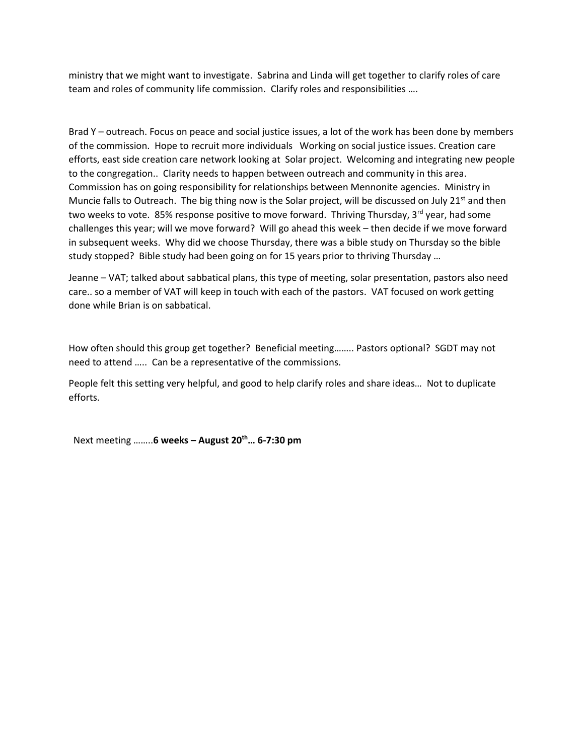ministry that we might want to investigate. Sabrina and Linda will get together to clarify roles of care team and roles of community life commission. Clarify roles and responsibilities ….

Brad Y – outreach. Focus on peace and social justice issues, a lot of the work has been done by members of the commission. Hope to recruit more individuals Working on social justice issues. Creation care efforts, east side creation care network looking at Solar project. Welcoming and integrating new people to the congregation.. Clarity needs to happen between outreach and community in this area. Commission has on going responsibility for relationships between Mennonite agencies. Ministry in Muncie falls to Outreach. The big thing now is the Solar project, will be discussed on July 21st and then two weeks to vote. 85% response positive to move forward. Thriving Thursday, 3rd year, had some challenges this year; will we move forward? Will go ahead this week – then decide if we move forward in subsequent weeks. Why did we choose Thursday, there was a bible study on Thursday so the bible study stopped? Bible study had been going on for 15 years prior to thriving Thursday …

Jeanne – VAT; talked about sabbatical plans, this type of meeting, solar presentation, pastors also need care.. so a member of VAT will keep in touch with each of the pastors. VAT focused on work getting done while Brian is on sabbatical.

How often should this group get together? Beneficial meeting…….. Pastors optional? SGDT may not need to attend ….. Can be a representative of the commissions.

People felt this setting very helpful, and good to help clarify roles and share ideas… Not to duplicate efforts.

Next meeting ……..**6 weeks – August 20th… 6-7:30 pm**